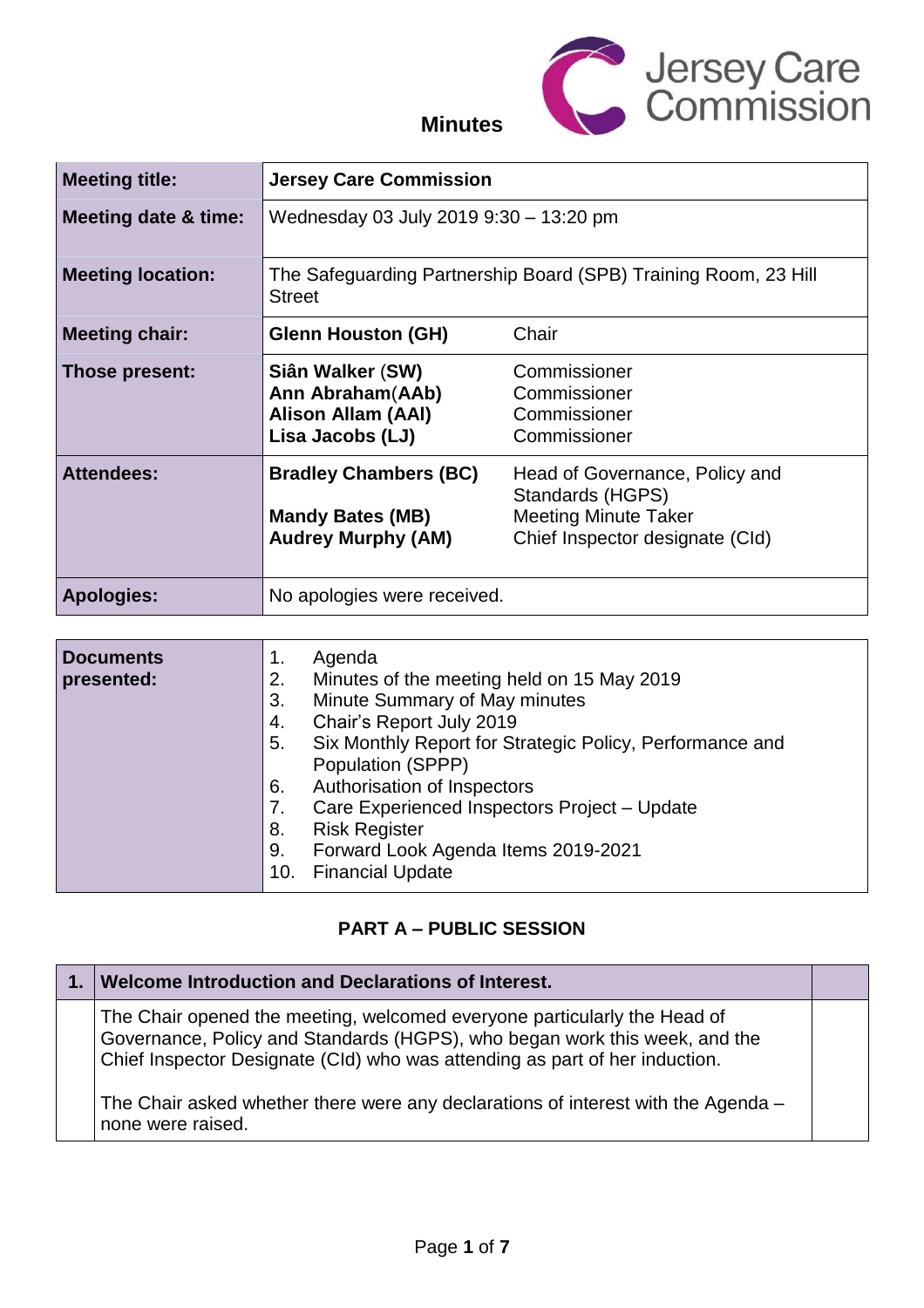# Minutes

Jersey Care Commission

| | | |
|---|---|---|
| **Meeting title:** | **Jersey Care Commission** | |
| **Meeting date & time:** | Wednesday 03 July 2019 9:30 – 13:20 pm | |
| **Meeting location:** | The Safeguarding Partnership Board (SPB) Training Room, 23 Hill Street | |
| **Meeting chair:** | **Glenn Houston (GH)** | Chair |
| **Those present:** | **Siân Walker** (**SW**)<br>**Ann Abraham**(**AAb**)<br>**Alison Allam (AAl)**<br>**Lisa Jacobs (LJ)** | Commissioner<br>Commissioner<br>Commissioner<br>Commissioner |
| **Attendees:** | **Bradley Chambers (BC)**<br><br>**Mandy Bates (MB)**<br>**Audrey Murphy (AM)** | Head of Governance, Policy and Standards (HGPS)<br>Meeting Minute Taker<br>Chief Inspector designate (CId) |
| **Apologies:** | No apologies were received. | |

| | |
|---|---|
| **Documents presented:** | 1. Agenda<br>2. Minutes of the meeting held on 15 May 2019<br>3. Minute Summary of May minutes<br>4. Chair's Report July 2019<br>5. Six Monthly Report for Strategic Policy, Performance and Population (SPPP)<br>6. Authorisation of Inspectors<br>7. Care Experienced Inspectors Project – Update<br>8. Risk Register<br>9. Forward Look Agenda Items 2019-2021<br>10. Financial Update |

## PART A – PUBLIC SESSION

| 1. | Welcome Introduction and Declarations of Interest. | |
|---|---|---|
| | The Chair opened the meeting, welcomed everyone particularly the Head of Governance, Policy and Standards (HGPS), who began work this week, and the Chief Inspector Designate (CId) who was attending as part of her induction.<br><br>The Chair asked whether there were any declarations of interest with the Agenda – none were raised. | |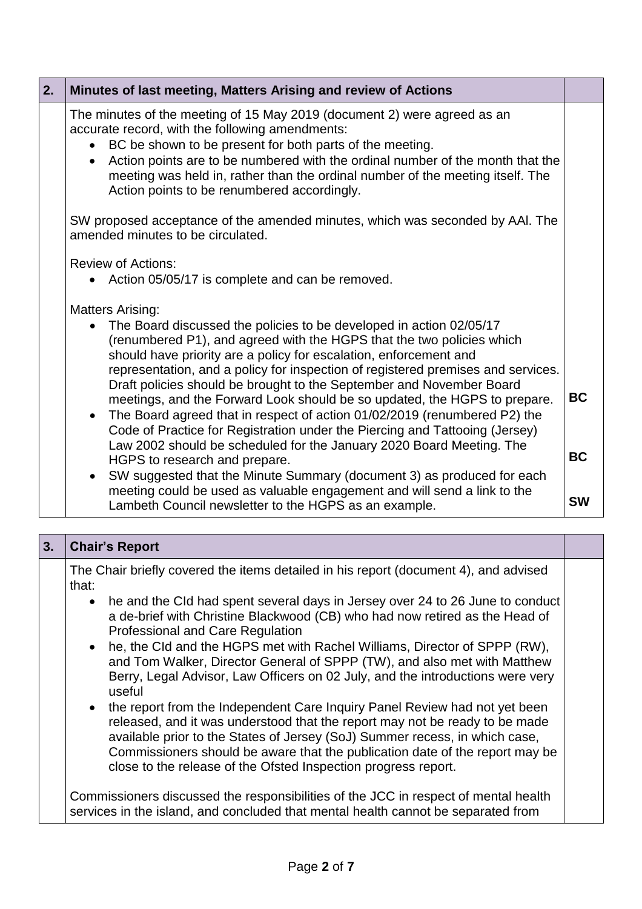| 2. | Minutes of last meeting, Matters Arising and review of Actions | |
|---|---|---|
| | The minutes of the meeting of 15 May 2019 (document 2) were agreed as an accurate record, with the following amendments:<br>• BC be shown to be present for both parts of the meeting.<br>• Action points are to be numbered with the ordinal number of the month that the meeting was held in, rather than the ordinal number of the meeting itself. The Action points to be renumbered accordingly.<br><br>SW proposed acceptance of the amended minutes, which was seconded by AAl. The amended minutes to be circulated.<br><br>Review of Actions:<br>• Action 05/05/17 is complete and can be removed.<br><br>Matters Arising:<br>• The Board discussed the policies to be developed in action 02/05/17 (renumbered P1), and agreed with the HGPS that the two policies which should have priority are a policy for escalation, enforcement and representation, and a policy for inspection of registered premises and services. Draft policies should be brought to the September and November Board meetings, and the Forward Look should be so updated, the HGPS to prepare.<br>• The Board agreed that in respect of action 01/02/2019 (renumbered P2) the Code of Practice for Registration under the Piercing and Tattooing (Jersey) Law 2002 should be scheduled for the January 2020 Board Meeting. The HGPS to research and prepare.<br>• SW suggested that the Minute Summary (document 3) as produced for each meeting could be used as valuable engagement and will send a link to the Lambeth Council newsletter to the HGPS as an example. | **BC**<br><br>**BC**<br><br>**SW** |

| 3. | Chair's Report | |
|---|---|---|
| | The Chair briefly covered the items detailed in his report (document 4), and advised that:<br>• he and the CId had spent several days in Jersey over 24 to 26 June to conduct a de-brief with Christine Blackwood (CB) who had now retired as the Head of Professional and Care Regulation<br>• he, the CId and the HGPS met with Rachel Williams, Director of SPPP (RW), and Tom Walker, Director General of SPPP (TW), and also met with Matthew Berry, Legal Advisor, Law Officers on 02 July, and the introductions were very useful<br>• the report from the Independent Care Inquiry Panel Review had not yet been released, and it was understood that the report may not be ready to be made available prior to the States of Jersey (SoJ) Summer recess, in which case, Commissioners should be aware that the publication date of the report may be close to the release of the Ofsted Inspection progress report.<br><br>Commissioners discussed the responsibilities of the JCC in respect of mental health services in the island, and concluded that mental health cannot be separated from | |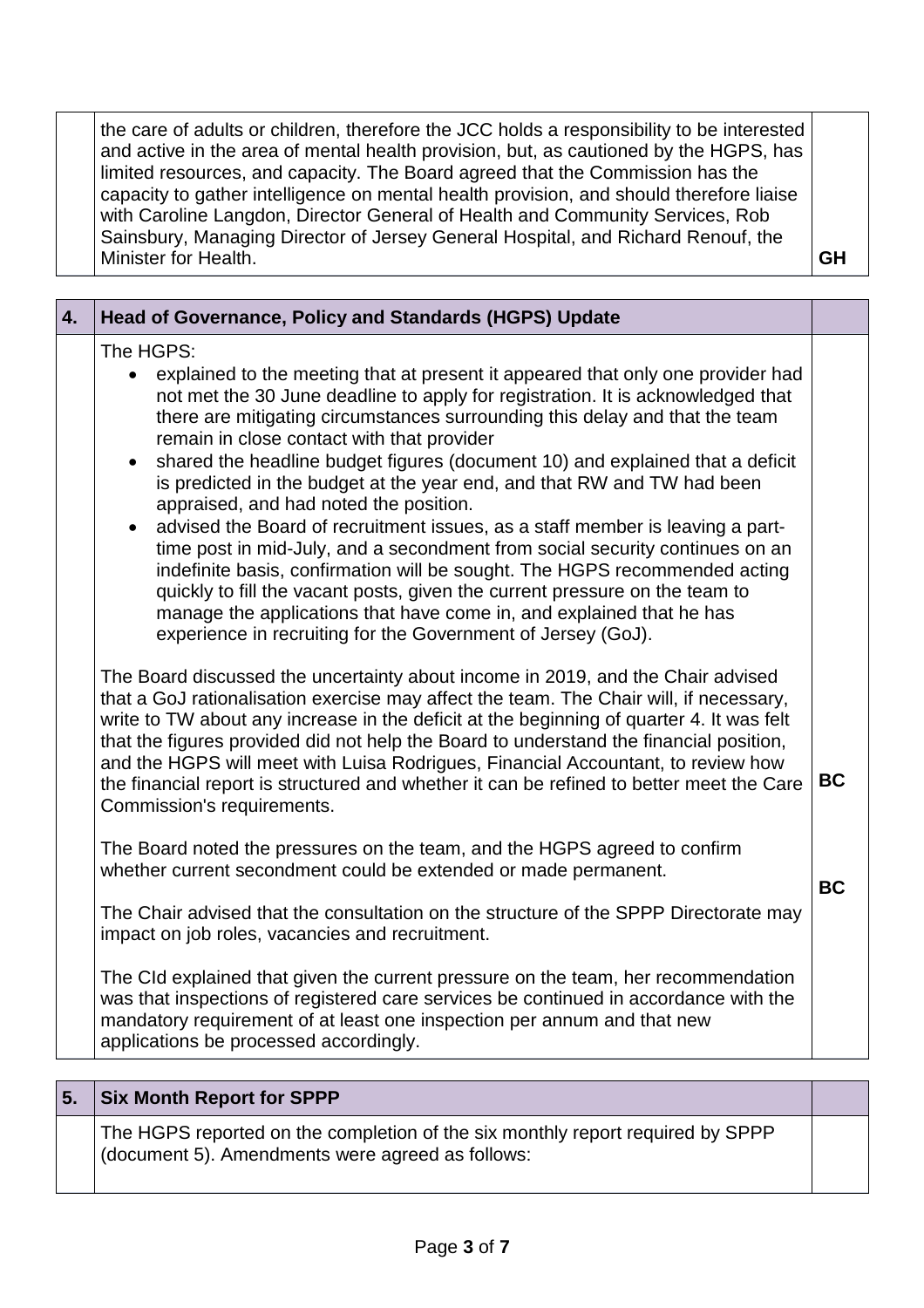| | | |
|---|---|---|
| | the care of adults or children, therefore the JCC holds a responsibility to be interested and active in the area of mental health provision, but, as cautioned by the HGPS, has limited resources, and capacity. The Board agreed that the Commission has the capacity to gather intelligence on mental health provision, and should therefore liaise with Caroline Langdon, Director General of Health and Community Services, Rob Sainsbury, Managing Director of Jersey General Hospital, and Richard Renouf, the Minister for Health. | **GH** |

| | | |
|---|---|---|
| **4.** | **Head of Governance, Policy and Standards (HGPS) Update** | |
| | The HGPS:<br>• explained to the meeting that at present it appeared that only one provider had not met the 30 June deadline to apply for registration. It is acknowledged that there are mitigating circumstances surrounding this delay and that the team remain in close contact with that provider<br>• shared the headline budget figures (document 10) and explained that a deficit is predicted in the budget at the year end, and that RW and TW had been appraised, and had noted the position.<br>• advised the Board of recruitment issues, as a staff member is leaving a part-time post in mid-July, and a secondment from social security continues on an indefinite basis, confirmation will be sought. The HGPS recommended acting quickly to fill the vacant posts, given the current pressure on the team to manage the applications that have come in, and explained that he has experience in recruiting for the Government of Jersey (GoJ). | |
| | The Board discussed the uncertainty about income in 2019, and the Chair advised that a GoJ rationalisation exercise may affect the team. The Chair will, if necessary, write to TW about any increase in the deficit at the beginning of quarter 4. It was felt that the figures provided did not help the Board to understand the financial position, and the HGPS will meet with Luisa Rodrigues, Financial Accountant, to review how the financial report is structured and whether it can be refined to better meet the Care Commission's requirements. | **BC** |
| | The Board noted the pressures on the team, and the HGPS agreed to confirm whether current secondment could be extended or made permanent. | **BC** |
| | The Chair advised that the consultation on the structure of the SPPP Directorate may impact on job roles, vacancies and recruitment. | |
| | The CId explained that given the current pressure on the team, her recommendation was that inspections of registered care services be continued in accordance with the mandatory requirement of at least one inspection per annum and that new applications be processed accordingly. | |

| | | |
|---|---|---|
| **5.** | **Six Month Report for SPPP** | |
| | The HGPS reported on the completion of the six monthly report required by SPPP (document 5). Amendments were agreed as follows: | |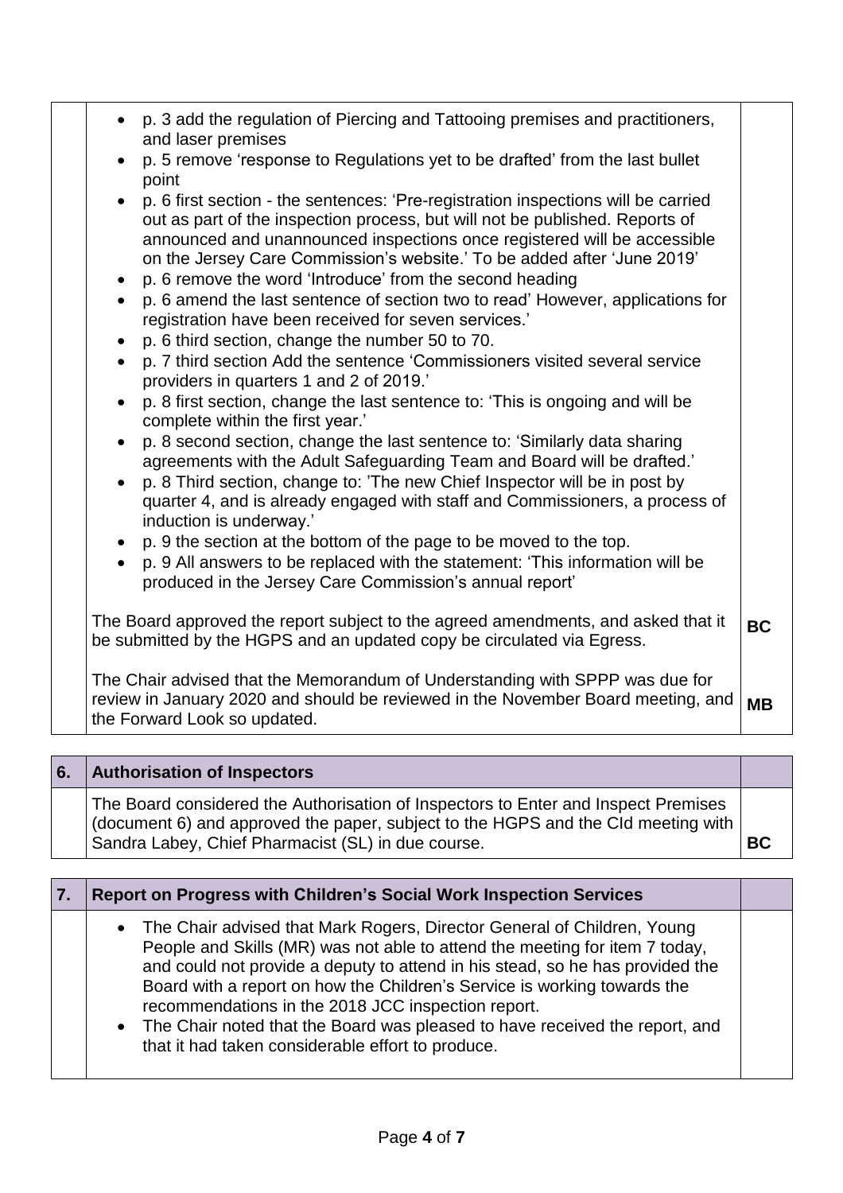| | | |
|---|---|---|
| | • p. 3 add the regulation of Piercing and Tattooing premises and practitioners, and laser premises<br>• p. 5 remove 'response to Regulations yet to be drafted' from the last bullet point<br>• p. 6 first section - the sentences: 'Pre-registration inspections will be carried out as part of the inspection process, but will not be published. Reports of announced and unannounced inspections once registered will be accessible on the Jersey Care Commission's website.' To be added after 'June 2019'<br>• p. 6 remove the word 'Introduce' from the second heading<br>• p. 6 amend the last sentence of section two to read' However, applications for registration have been received for seven services.'<br>• p. 6 third section, change the number 50 to 70.<br>• p. 7 third section Add the sentence 'Commissioners visited several service providers in quarters 1 and 2 of 2019.'<br>• p. 8 first section, change the last sentence to: 'This is ongoing and will be complete within the first year.'<br>• p. 8 second section, change the last sentence to: 'Similarly data sharing agreements with the Adult Safeguarding Team and Board will be drafted.'<br>• p. 8 Third section, change to: 'The new Chief Inspector will be in post by quarter 4, and is already engaged with staff and Commissioners, a process of induction is underway.'<br>• p. 9 the section at the bottom of the page to be moved to the top.<br>• p. 9 All answers to be replaced with the statement: 'This information will be produced in the Jersey Care Commission's annual report' | |
| | The Board approved the report subject to the agreed amendments, and asked that it be submitted by the HGPS and an updated copy be circulated via Egress. | **BC** |
| | The Chair advised that the Memorandum of Understanding with SPPP was due for review in January 2020 and should be reviewed in the November Board meeting, and the Forward Look so updated. | **MB** |

| **6.** | **Authorisation of Inspectors** | |
|---|---|---|
| | The Board considered the Authorisation of Inspectors to Enter and Inspect Premises (document 6) and approved the paper, subject to the HGPS and the CId meeting with Sandra Labey, Chief Pharmacist (SL) in due course. | **BC** |

| **7.** | **Report on Progress with Children's Social Work Inspection Services** | |
|---|---|---|
| | • The Chair advised that Mark Rogers, Director General of Children, Young People and Skills (MR) was not able to attend the meeting for item 7 today, and could not provide a deputy to attend in his stead, so he has provided the Board with a report on how the Children's Service is working towards the recommendations in the 2018 JCC inspection report.<br>• The Chair noted that the Board was pleased to have received the report, and that it had taken considerable effort to produce. | |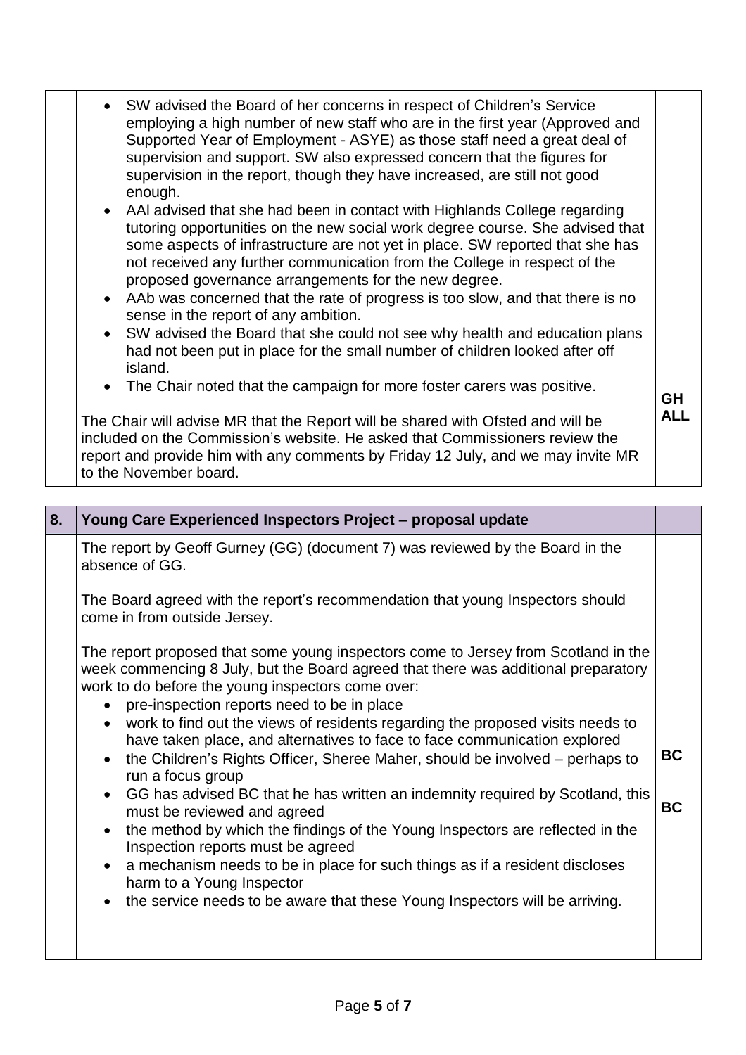|  |  |  |
|---|---|---|
|  | • SW advised the Board of her concerns in respect of Children's Service employing a high number of new staff who are in the first year (Approved and Supported Year of Employment - ASYE) as those staff need a great deal of supervision and support. SW also expressed concern that the figures for supervision in the report, though they have increased, are still not good enough.<br>• AAl advised that she had been in contact with Highlands College regarding tutoring opportunities on the new social work degree course. She advised that some aspects of infrastructure are not yet in place. SW reported that she has not received any further communication from the College in respect of the proposed governance arrangements for the new degree.<br>• AAb was concerned that the rate of progress is too slow, and that there is no sense in the report of any ambition.<br>• SW advised the Board that she could not see why health and education plans had not been put in place for the small number of children looked after off island.<br>• The Chair noted that the campaign for more foster carers was positive.<br><br>The Chair will advise MR that the Report will be shared with Ofsted and will be included on the Commission's website. He asked that Commissioners review the report and provide him with any comments by Friday 12 July, and we may invite MR to the November board. | **GH**<br>**ALL** |

| **8.** | **Young Care Experienced Inspectors Project – proposal update** |  |
|---|---|---|
|  | The report by Geoff Gurney (GG) (document 7) was reviewed by the Board in the absence of GG.<br><br>The Board agreed with the report's recommendation that young Inspectors should come in from outside Jersey.<br><br>The report proposed that some young inspectors come to Jersey from Scotland in the week commencing 8 July, but the Board agreed that there was additional preparatory work to do before the young inspectors come over:<br>• pre-inspection reports need to be in place<br>• work to find out the views of residents regarding the proposed visits needs to have taken place, and alternatives to face to face communication explored<br>• the Children's Rights Officer, Sheree Maher, should be involved – perhaps to run a focus group<br>• GG has advised BC that he has written an indemnity required by Scotland, this must be reviewed and agreed<br>• the method by which the findings of the Young Inspectors are reflected in the Inspection reports must be agreed<br>• a mechanism needs to be in place for such things as if a resident discloses harm to a Young Inspector<br>• the service needs to be aware that these Young Inspectors will be arriving. | **BC**<br><br>**BC** |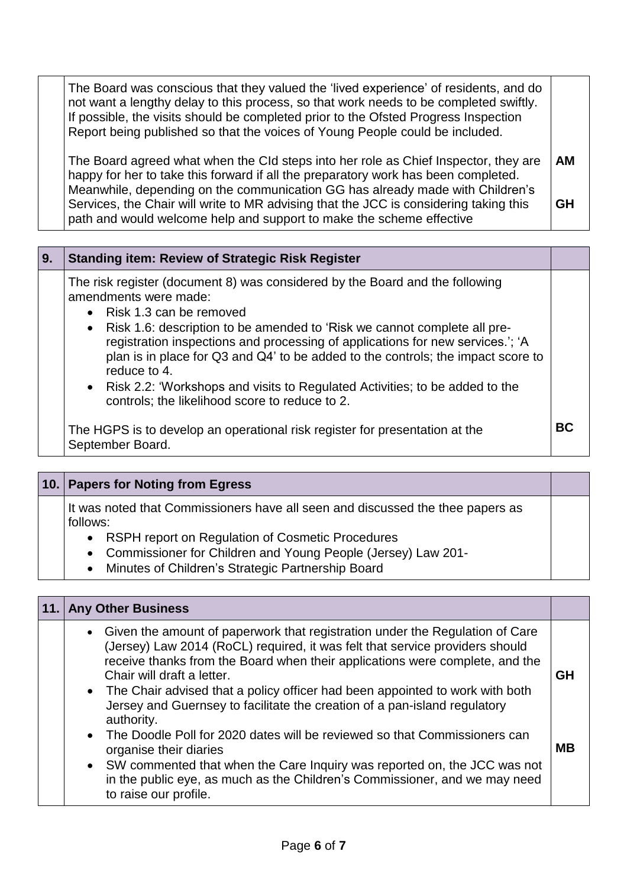| | | |
|---|---|---|
| | The Board was conscious that they valued the 'lived experience' of residents, and do not want a lengthy delay to this process, so that work needs to be completed swiftly. If possible, the visits should be completed prior to the Ofsted Progress Inspection Report being published so that the voices of Young People could be included.<br><br>The Board agreed what when the CId steps into her role as Chief Inspector, they are happy for her to take this forward if all the preparatory work has been completed. Meanwhile, depending on the communication GG has already made with Children's Services, the Chair will write to MR advising that the JCC is considering taking this path and would welcome help and support to make the scheme effective | AM<br><br>GH |

| 9. | Standing item: Review of Strategic Risk Register | |
|---|---|---|
| | The risk register (document 8) was considered by the Board and the following amendments were made:<br>• Risk 1.3 can be removed<br>• Risk 1.6: description to be amended to 'Risk we cannot complete all pre-registration inspections and processing of applications for new services.'; 'A plan is in place for Q3 and Q4' to be added to the controls; the impact score to reduce to 4.<br>• Risk 2.2: 'Workshops and visits to Regulated Activities; to be added to the controls; the likelihood score to reduce to 2.<br><br>The HGPS is to develop an operational risk register for presentation at the September Board. | BC |

| 10. | Papers for Noting from Egress | |
|---|---|---|
| | It was noted that Commissioners have all seen and discussed the thee papers as follows:<br>• RSPH report on Regulation of Cosmetic Procedures<br>• Commissioner for Children and Young People (Jersey) Law 201-<br>• Minutes of Children's Strategic Partnership Board | |

| 11. | Any Other Business | |
|---|---|---|
| | • Given the amount of paperwork that registration under the Regulation of Care (Jersey) Law 2014 (RoCL) required, it was felt that service providers should receive thanks from the Board when their applications were complete, and the Chair will draft a letter.<br>• The Chair advised that a policy officer had been appointed to work with both Jersey and Guernsey to facilitate the creation of a pan-island regulatory authority.<br>• The Doodle Poll for 2020 dates will be reviewed so that Commissioners can organise their diaries<br>• SW commented that when the Care Inquiry was reported on, the JCC was not in the public eye, as much as the Children's Commissioner, and we may need to raise our profile. | GH<br><br>MB |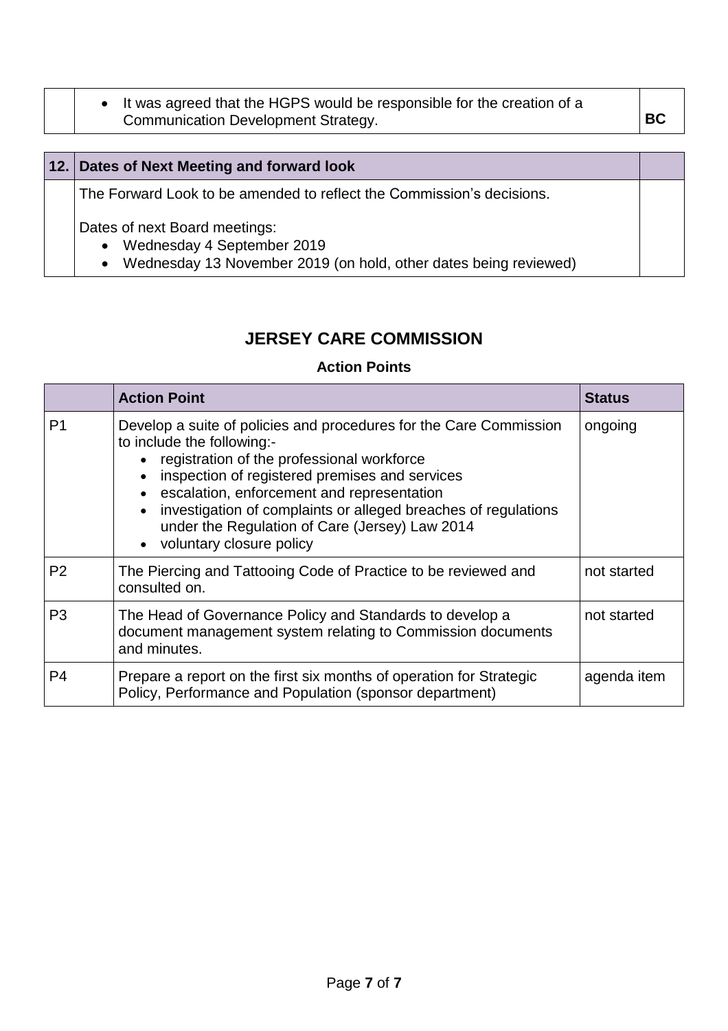| | | |
|---|---|---|
| | - It was agreed that the HGPS would be responsible for the creation of a Communication Development Strategy. | **BC** |

| **12.** | **Dates of Next Meeting and forward look** | |
|---|---|---|
| | The Forward Look to be amended to reflect the Commission's decisions.<br><br>Dates of next Board meetings:<br>- Wednesday 4 September 2019<br>- Wednesday 13 November 2019 (on hold, other dates being reviewed) | |

## JERSEY CARE COMMISSION

### Action Points

| | Action Point | Status |
|---|---|---|
| P1 | Develop a suite of policies and procedures for the Care Commission to include the following:-<br>- registration of the professional workforce<br>- inspection of registered premises and services<br>- escalation, enforcement and representation<br>- investigation of complaints or alleged breaches of regulations under the Regulation of Care (Jersey) Law 2014<br>- voluntary closure policy | ongoing |
| P2 | The Piercing and Tattooing Code of Practice to be reviewed and consulted on. | not started |
| P3 | The Head of Governance Policy and Standards to develop a document management system relating to Commission documents and minutes. | not started |
| P4 | Prepare a report on the first six months of operation for Strategic Policy, Performance and Population (sponsor department) | agenda item |